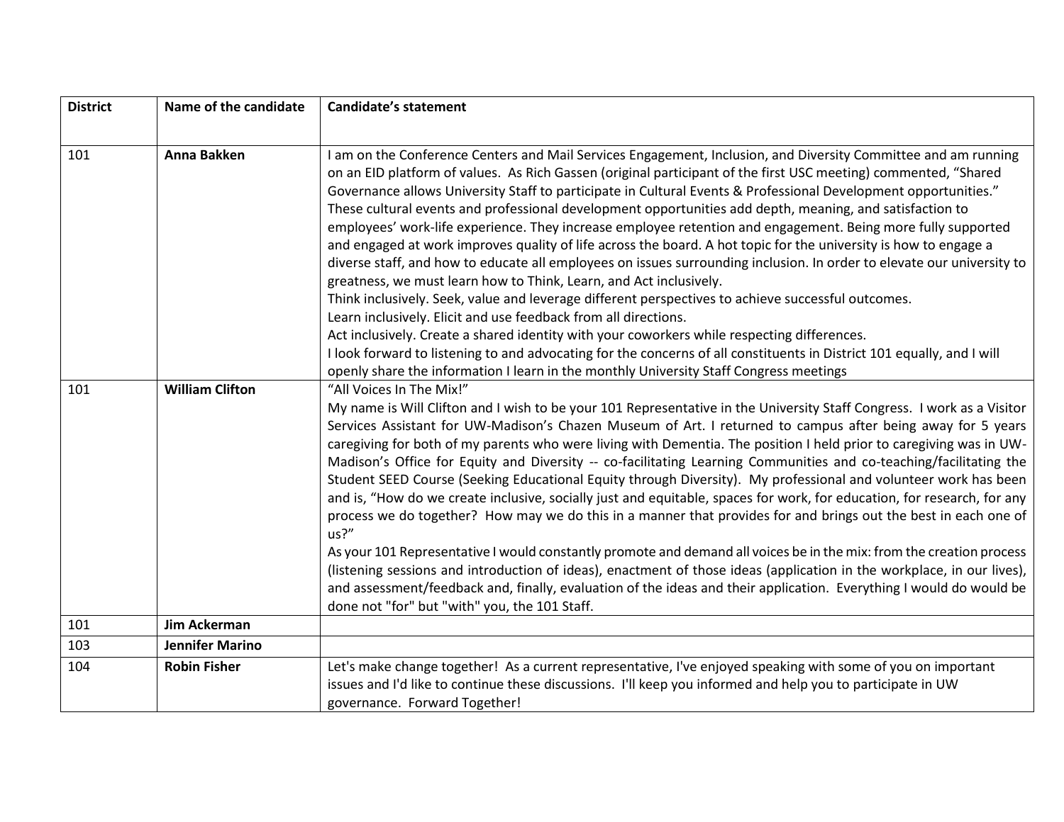| District | Name of the candidate | Candidate's statement |
|---|---|---|
| 101 | **Anna Bakken** | I am on the Conference Centers and Mail Services Engagement, Inclusion, and Diversity Committee and am running on an EID platform of values. As Rich Gassen (original participant of the first USC meeting) commented, "Shared Governance allows University Staff to participate in Cultural Events & Professional Development opportunities." These cultural events and professional development opportunities add depth, meaning, and satisfaction to employees' work-life experience. They increase employee retention and engagement. Being more fully supported and engaged at work improves quality of life across the board. A hot topic for the university is how to engage a diverse staff, and how to educate all employees on issues surrounding inclusion. In order to elevate our university to greatness, we must learn how to Think, Learn, and Act inclusively.<br>Think inclusively. Seek, value and leverage different perspectives to achieve successful outcomes.<br>Learn inclusively. Elicit and use feedback from all directions.<br>Act inclusively. Create a shared identity with your coworkers while respecting differences.<br>I look forward to listening to and advocating for the concerns of all constituents in District 101 equally, and I will openly share the information I learn in the monthly University Staff Congress meetings |
| 101 | **William Clifton** | "All Voices In The Mix!"<br>My name is Will Clifton and I wish to be your 101 Representative in the University Staff Congress. I work as a Visitor Services Assistant for UW-Madison's Chazen Museum of Art. I returned to campus after being away for 5 years caregiving for both of my parents who were living with Dementia. The position I held prior to caregiving was in UW-Madison's Office for Equity and Diversity -- co-facilitating Learning Communities and co-teaching/facilitating the Student SEED Course (Seeking Educational Equity through Diversity). My professional and volunteer work has been and is, "How do we create inclusive, socially just and equitable, spaces for work, for education, for research, for any process we do together? How may we do this in a manner that provides for and brings out the best in each one of us?"<br>As your 101 Representative I would constantly promote and demand all voices be in the mix: from the creation process (listening sessions and introduction of ideas), enactment of those ideas (application in the workplace, in our lives), and assessment/feedback and, finally, evaluation of the ideas and their application. Everything I would do would be done not "for" but "with" you, the 101 Staff. |
| 101 | **Jim Ackerman** | |
| 103 | **Jennifer Marino** | |
| 104 | **Robin Fisher** | Let's make change together! As a current representative, I've enjoyed speaking with some of you on important issues and I'd like to continue these discussions. I'll keep you informed and help you to participate in UW governance. Forward Together! |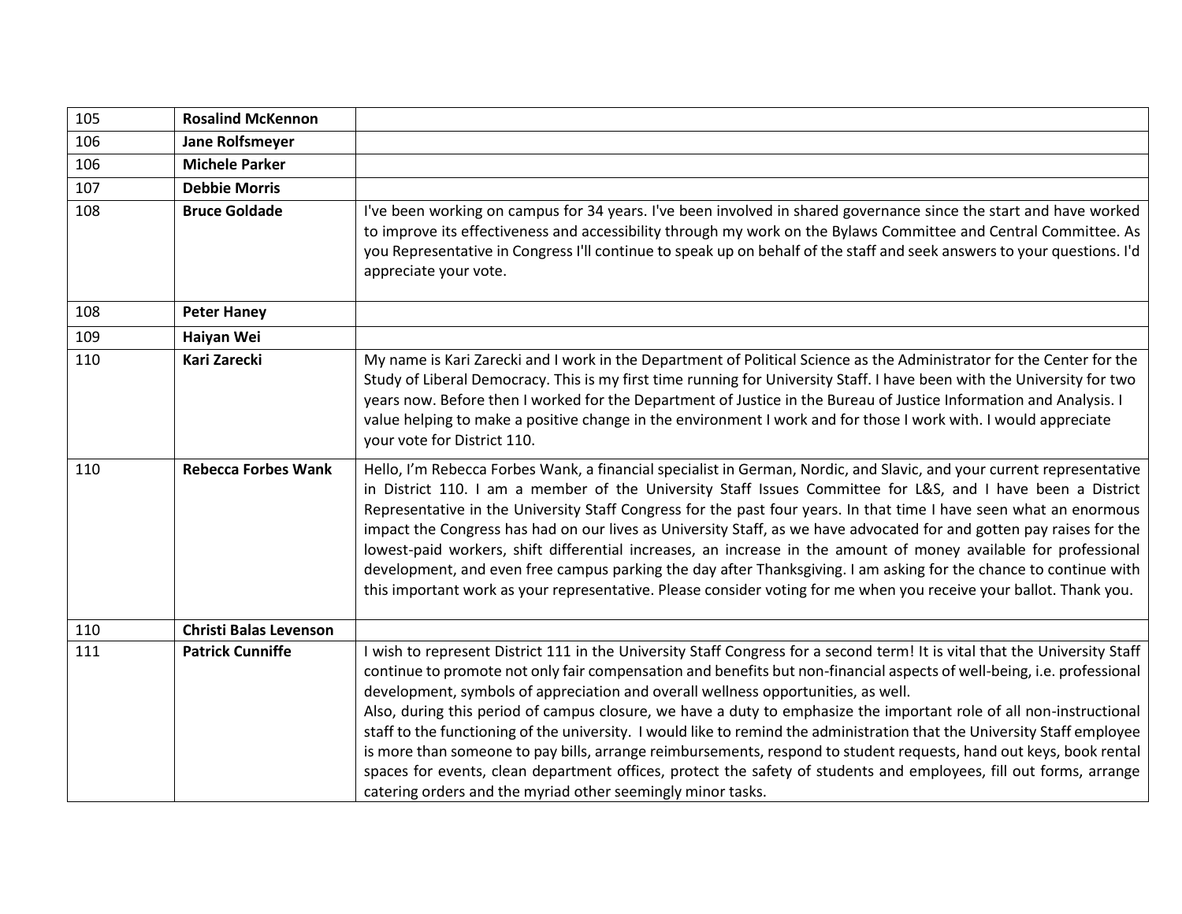| | | |
|---|---|---|
| 105 | **Rosalind McKennon** | |
| 106 | **Jane Rolfsmeyer** | |
| 106 | **Michele Parker** | |
| 107 | **Debbie Morris** | |
| 108 | **Bruce Goldade** | I've been working on campus for 34 years. I've been involved in shared governance since the start and have worked to improve its effectiveness and accessibility through my work on the Bylaws Committee and Central Committee. As you Representative in Congress I'll continue to speak up on behalf of the staff and seek answers to your questions. I'd appreciate your vote. |
| 108 | **Peter Haney** | |
| 109 | **Haiyan Wei** | |
| 110 | **Kari Zarecki** | My name is Kari Zarecki and I work in the Department of Political Science as the Administrator for the Center for the Study of Liberal Democracy. This is my first time running for University Staff. I have been with the University for two years now. Before then I worked for the Department of Justice in the Bureau of Justice Information and Analysis. I value helping to make a positive change in the environment I work and for those I work with. I would appreciate your vote for District 110. |
| 110 | **Rebecca Forbes Wank** | Hello, I'm Rebecca Forbes Wank, a financial specialist in German, Nordic, and Slavic, and your current representative in District 110. I am a member of the University Staff Issues Committee for L&S, and I have been a District Representative in the University Staff Congress for the past four years. In that time I have seen what an enormous impact the Congress has had on our lives as University Staff, as we have advocated for and gotten pay raises for the lowest-paid workers, shift differential increases, an increase in the amount of money available for professional development, and even free campus parking the day after Thanksgiving. I am asking for the chance to continue with this important work as your representative. Please consider voting for me when you receive your ballot. Thank you. |
| 110 | **Christi Balas Levenson** | |
| 111 | **Patrick Cunniffe** | I wish to represent District 111 in the University Staff Congress for a second term! It is vital that the University Staff continue to promote not only fair compensation and benefits but non-financial aspects of well-being, i.e. professional development, symbols of appreciation and overall wellness opportunities, as well.<br>Also, during this period of campus closure, we have a duty to emphasize the important role of all non-instructional staff to the functioning of the university. I would like to remind the administration that the University Staff employee is more than someone to pay bills, arrange reimbursements, respond to student requests, hand out keys, book rental spaces for events, clean department offices, protect the safety of students and employees, fill out forms, arrange catering orders and the myriad other seemingly minor tasks. |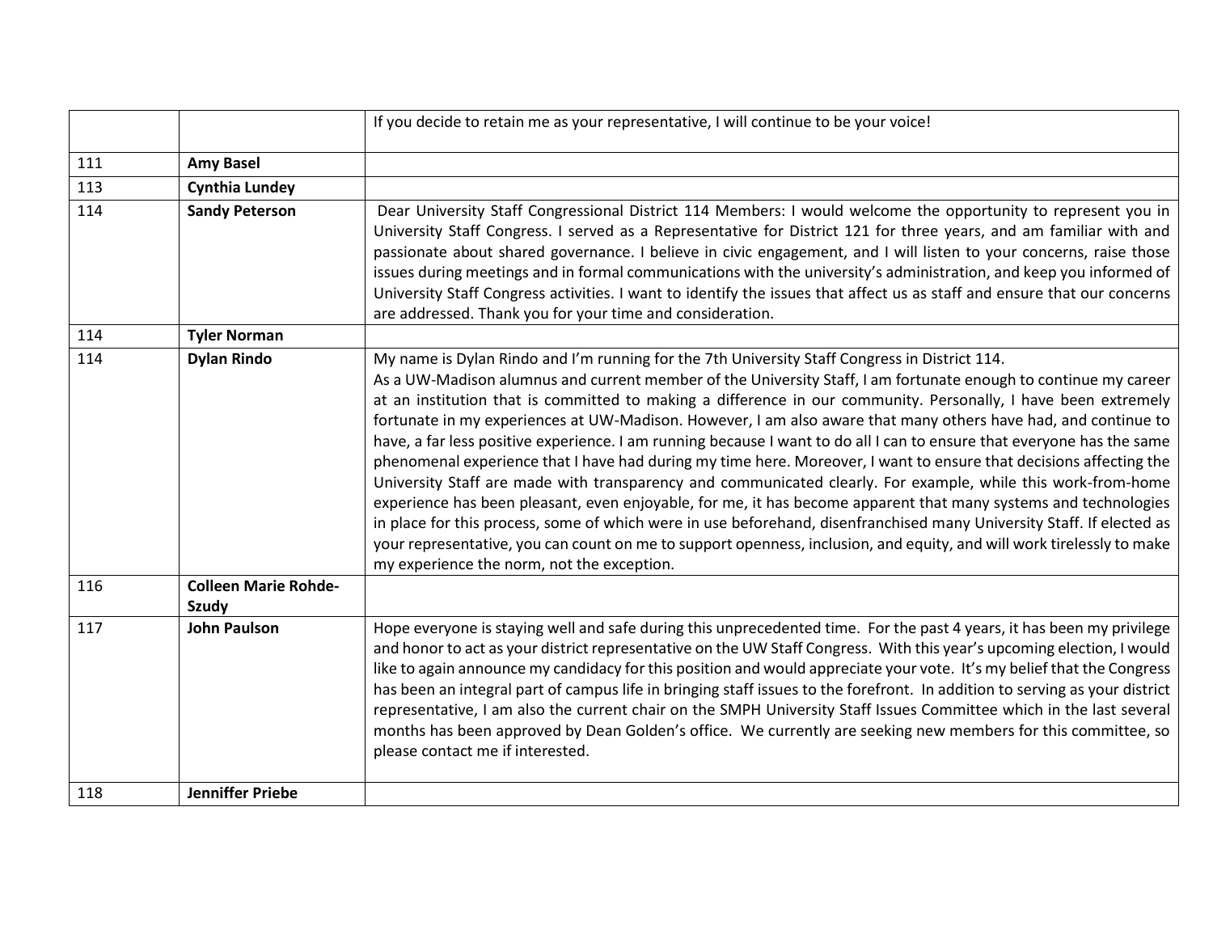| | | |
|---|---|---|
| | | If you decide to retain me as your representative, I will continue to be your voice! |
| 111 | **Amy Basel** | |
| 113 | **Cynthia Lundey** | |
| 114 | **Sandy Peterson** | Dear University Staff Congressional District 114 Members: I would welcome the opportunity to represent you in University Staff Congress. I served as a Representative for District 121 for three years, and am familiar with and passionate about shared governance. I believe in civic engagement, and I will listen to your concerns, raise those issues during meetings and in formal communications with the university's administration, and keep you informed of University Staff Congress activities. I want to identify the issues that affect us as staff and ensure that our concerns are addressed. Thank you for your time and consideration. |
| 114 | **Tyler Norman** | |
| 114 | **Dylan Rindo** | My name is Dylan Rindo and I'm running for the 7th University Staff Congress in District 114.<br>As a UW-Madison alumnus and current member of the University Staff, I am fortunate enough to continue my career at an institution that is committed to making a difference in our community. Personally, I have been extremely fortunate in my experiences at UW-Madison. However, I am also aware that many others have had, and continue to have, a far less positive experience. I am running because I want to do all I can to ensure that everyone has the same phenomenal experience that I have had during my time here. Moreover, I want to ensure that decisions affecting the University Staff are made with transparency and communicated clearly. For example, while this work-from-home experience has been pleasant, even enjoyable, for me, it has become apparent that many systems and technologies in place for this process, some of which were in use beforehand, disenfranchised many University Staff. If elected as your representative, you can count on me to support openness, inclusion, and equity, and will work tirelessly to make my experience the norm, not the exception. |
| 116 | **Colleen Marie Rohde-Szudy** | |
| 117 | **John Paulson** | Hope everyone is staying well and safe during this unprecedented time. For the past 4 years, it has been my privilege and honor to act as your district representative on the UW Staff Congress. With this year's upcoming election, I would like to again announce my candidacy for this position and would appreciate your vote. It's my belief that the Congress has been an integral part of campus life in bringing staff issues to the forefront. In addition to serving as your district representative, I am also the current chair on the SMPH University Staff Issues Committee which in the last several months has been approved by Dean Golden's office. We currently are seeking new members for this committee, so please contact me if interested. |
| 118 | **Jenniffer Priebe** | |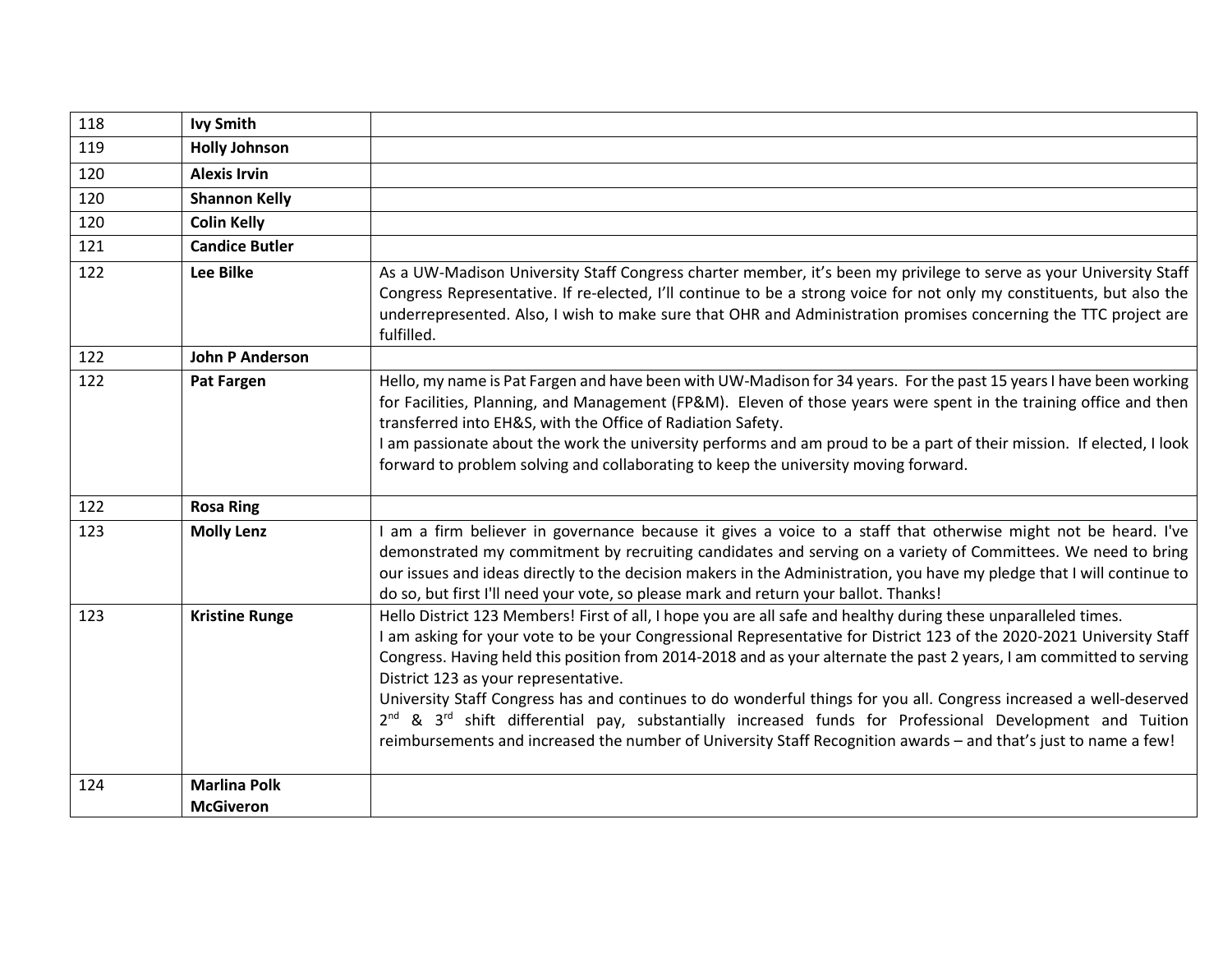| | | |
|---|---|---|
| 118 | **Ivy Smith** | |
| 119 | **Holly Johnson** | |
| 120 | **Alexis Irvin** | |
| 120 | **Shannon Kelly** | |
| 120 | **Colin Kelly** | |
| 121 | **Candice Butler** | |
| 122 | **Lee Bilke** | As a UW-Madison University Staff Congress charter member, it's been my privilege to serve as your University Staff Congress Representative. If re-elected, I'll continue to be a strong voice for not only my constituents, but also the underrepresented. Also, I wish to make sure that OHR and Administration promises concerning the TTC project are fulfilled. |
| 122 | **John P Anderson** | |
| 122 | **Pat Fargen** | Hello, my name is Pat Fargen and have been with UW-Madison for 34 years. For the past 15 years I have been working for Facilities, Planning, and Management (FP&M). Eleven of those years were spent in the training office and then transferred into EH&S, with the Office of Radiation Safety.<br>I am passionate about the work the university performs and am proud to be a part of their mission. If elected, I look forward to problem solving and collaborating to keep the university moving forward. |
| 122 | **Rosa Ring** | |
| 123 | **Molly Lenz** | I am a firm believer in governance because it gives a voice to a staff that otherwise might not be heard. I've demonstrated my commitment by recruiting candidates and serving on a variety of Committees. We need to bring our issues and ideas directly to the decision makers in the Administration, you have my pledge that I will continue to do so, but first I'll need your vote, so please mark and return your ballot. Thanks! |
| 123 | **Kristine Runge** | Hello District 123 Members! First of all, I hope you are all safe and healthy during these unparalleled times.<br>I am asking for your vote to be your Congressional Representative for District 123 of the 2020-2021 University Staff Congress. Having held this position from 2014-2018 and as your alternate the past 2 years, I am committed to serving District 123 as your representative.<br>University Staff Congress has and continues to do wonderful things for you all. Congress increased a well-deserved 2nd & 3rd shift differential pay, substantially increased funds for Professional Development and Tuition reimbursements and increased the number of University Staff Recognition awards – and that's just to name a few! |
| 124 | **Marlina Polk McGiveron** | |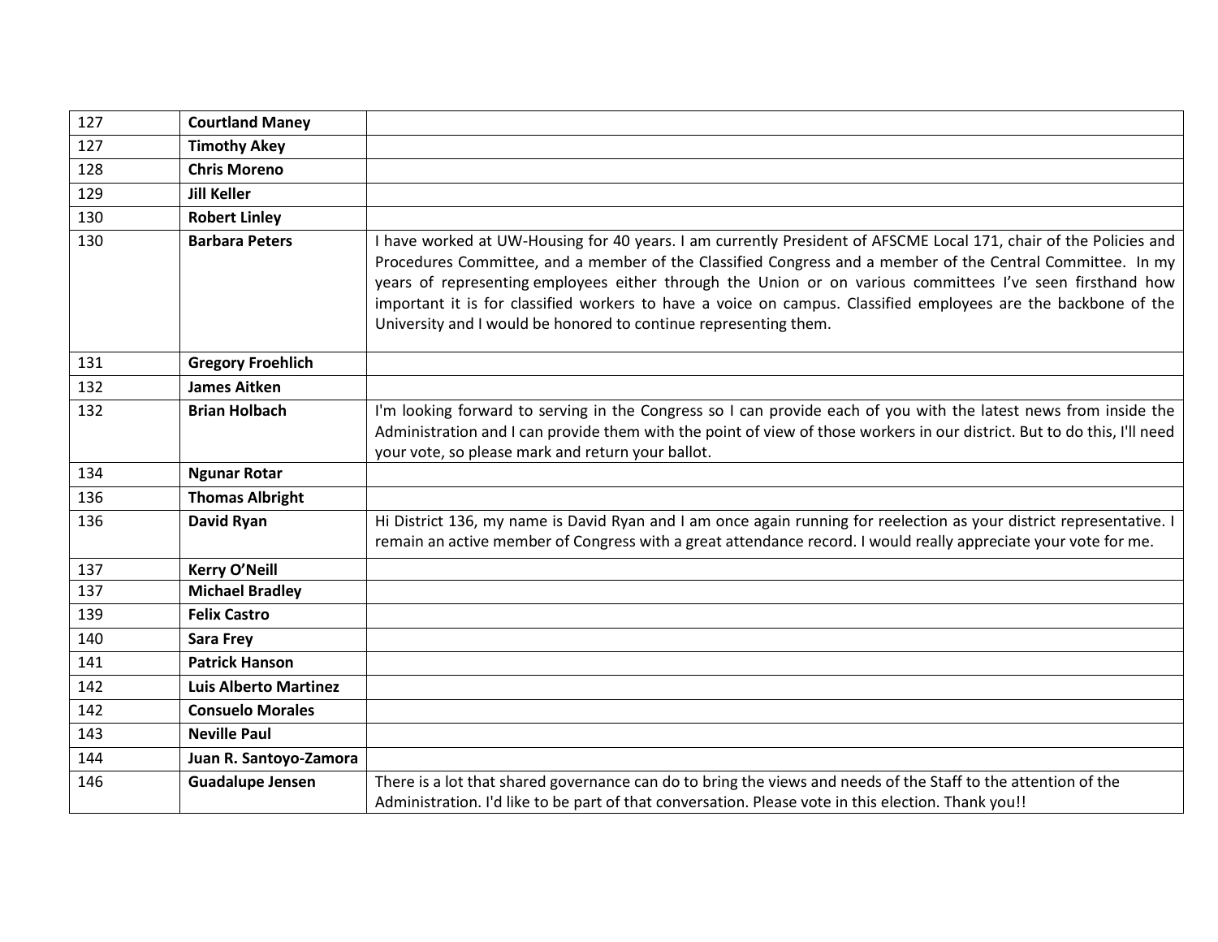| 127 | **Courtland Maney** | |
|---|---|---|
| 127 | **Timothy Akey** | |
| 128 | **Chris Moreno** | |
| 129 | **Jill Keller** | |
| 130 | **Robert Linley** | |
| 130 | **Barbara Peters** | I have worked at UW-Housing for 40 years. I am currently President of AFSCME Local 171, chair of the Policies and Procedures Committee, and a member of the Classified Congress and a member of the Central Committee. In my years of representing employees either through the Union or on various committees I've seen firsthand how important it is for classified workers to have a voice on campus. Classified employees are the backbone of the University and I would be honored to continue representing them. |
| 131 | **Gregory Froehlich** | |
| 132 | **James Aitken** | |
| 132 | **Brian Holbach** | I'm looking forward to serving in the Congress so I can provide each of you with the latest news from inside the Administration and I can provide them with the point of view of those workers in our district. But to do this, I'll need your vote, so please mark and return your ballot. |
| 134 | **Ngunar Rotar** | |
| 136 | **Thomas Albright** | |
| 136 | **David Ryan** | Hi District 136, my name is David Ryan and I am once again running for reelection as your district representative. I remain an active member of Congress with a great attendance record. I would really appreciate your vote for me. |
| 137 | **Kerry O'Neill** | |
| 137 | **Michael Bradley** | |
| 139 | **Felix Castro** | |
| 140 | **Sara Frey** | |
| 141 | **Patrick Hanson** | |
| 142 | **Luis Alberto Martinez** | |
| 142 | **Consuelo Morales** | |
| 143 | **Neville Paul** | |
| 144 | **Juan R. Santoyo-Zamora** | |
| 146 | **Guadalupe Jensen** | There is a lot that shared governance can do to bring the views and needs of the Staff to the attention of the Administration. I'd like to be part of that conversation. Please vote in this election. Thank you!! |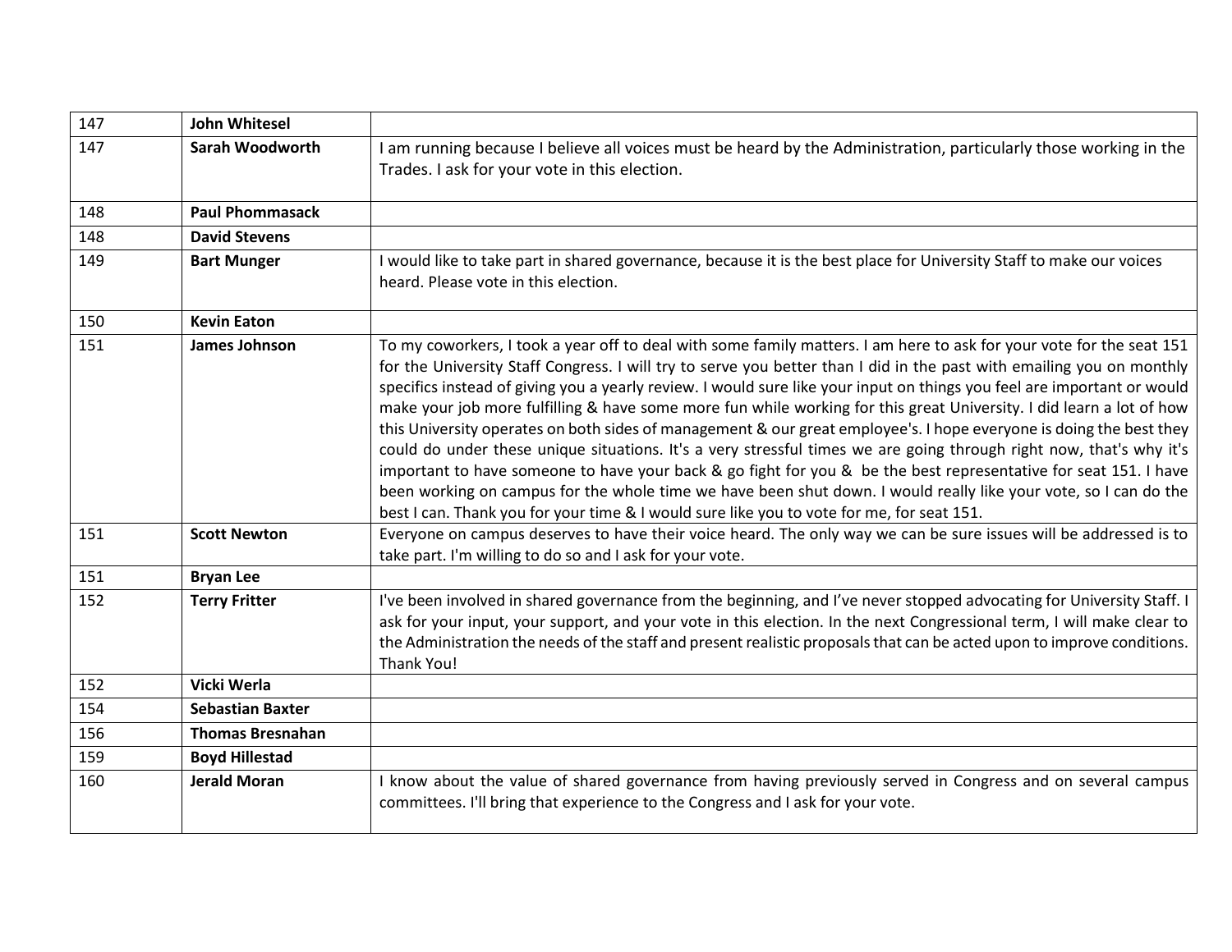| | | |
|---|---|---|
| 147 | **John Whitesel** | |
| 147 | **Sarah Woodworth** | I am running because I believe all voices must be heard by the Administration, particularly those working in the Trades. I ask for your vote in this election. |
| 148 | **Paul Phommasack** | |
| 148 | **David Stevens** | |
| 149 | **Bart Munger** | I would like to take part in shared governance, because it is the best place for University Staff to make our voices heard. Please vote in this election. |
| 150 | **Kevin Eaton** | |
| 151 | **James Johnson** | To my coworkers, I took a year off to deal with some family matters. I am here to ask for your vote for the seat 151 for the University Staff Congress. I will try to serve you better than I did in the past with emailing you on monthly specifics instead of giving you a yearly review. I would sure like your input on things you feel are important or would make your job more fulfilling & have some more fun while working for this great University. I did learn a lot of how this University operates on both sides of management & our great employee's. I hope everyone is doing the best they could do under these unique situations. It's a very stressful times we are going through right now, that's why it's important to have someone to have your back & go fight for you & be the best representative for seat 151. I have been working on campus for the whole time we have been shut down. I would really like your vote, so I can do the best I can. Thank you for your time & I would sure like you to vote for me, for seat 151. |
| 151 | **Scott Newton** | Everyone on campus deserves to have their voice heard. The only way we can be sure issues will be addressed is to take part. I'm willing to do so and I ask for your vote. |
| 151 | **Bryan Lee** | |
| 152 | **Terry Fritter** | I've been involved in shared governance from the beginning, and I've never stopped advocating for University Staff. I ask for your input, your support, and your vote in this election. In the next Congressional term, I will make clear to the Administration the needs of the staff and present realistic proposals that can be acted upon to improve conditions. Thank You! |
| 152 | **Vicki Werla** | |
| 154 | **Sebastian Baxter** | |
| 156 | **Thomas Bresnahan** | |
| 159 | **Boyd Hillestad** | |
| 160 | **Jerald Moran** | I know about the value of shared governance from having previously served in Congress and on several campus committees. I'll bring that experience to the Congress and I ask for your vote. |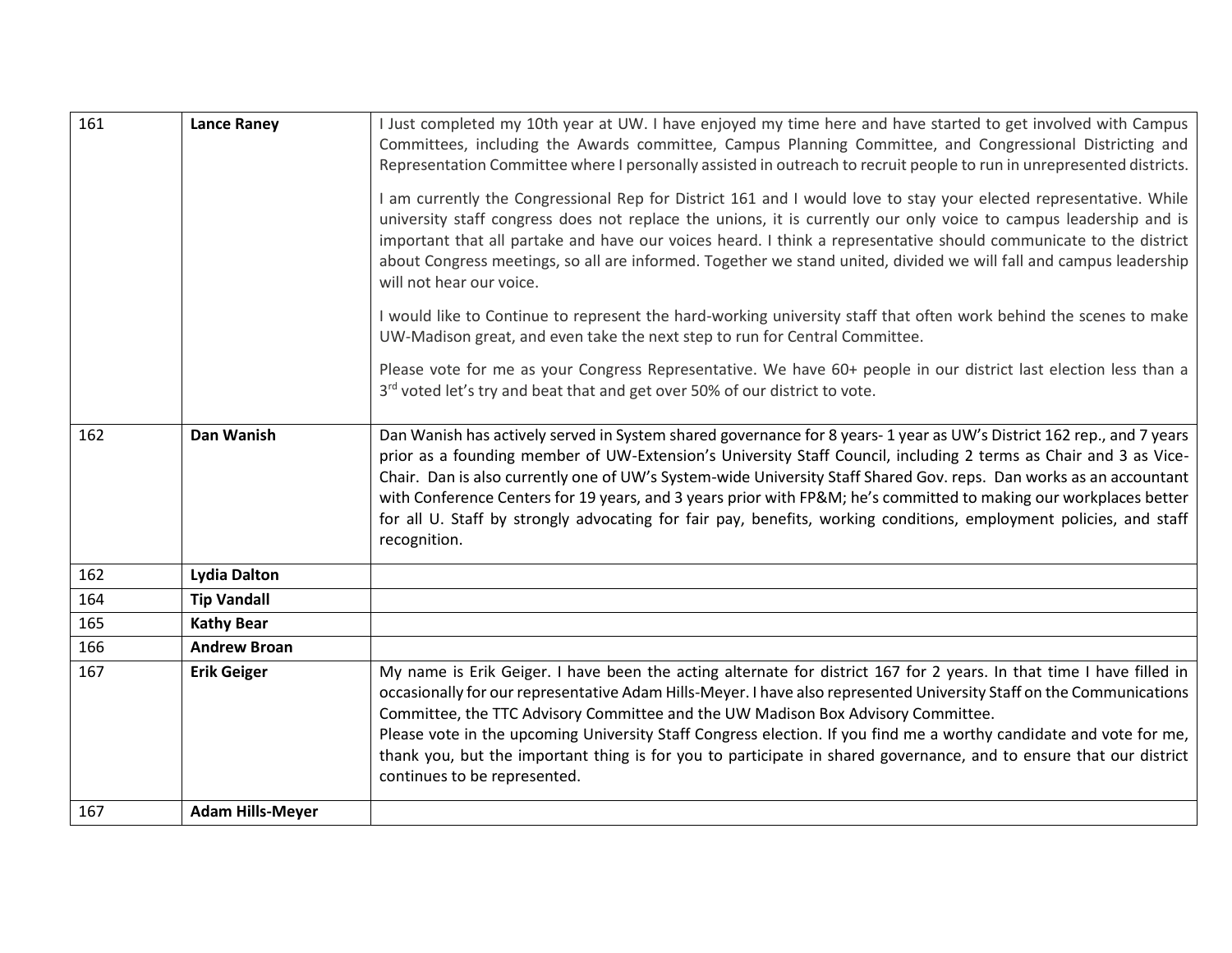| 161 | **Lance Raney** | I Just completed my 10th year at UW. I have enjoyed my time here and have started to get involved with Campus Committees, including the Awards committee, Campus Planning Committee, and Congressional Districting and Representation Committee where I personally assisted in outreach to recruit people to run in unrepresented districts.<br><br>I am currently the Congressional Rep for District 161 and I would love to stay your elected representative. While university staff congress does not replace the unions, it is currently our only voice to campus leadership and is important that all partake and have our voices heard. I think a representative should communicate to the district about Congress meetings, so all are informed. Together we stand united, divided we will fall and campus leadership will not hear our voice.<br><br>I would like to Continue to represent the hard-working university staff that often work behind the scenes to make UW-Madison great, and even take the next step to run for Central Committee.<br><br>Please vote for me as your Congress Representative. We have 60+ people in our district last election less than a 3rd voted let's try and beat that and get over 50% of our district to vote. |
|---|---|---|
| 162 | **Dan Wanish** | Dan Wanish has actively served in System shared governance for 8 years- 1 year as UW's District 162 rep., and 7 years prior as a founding member of UW-Extension's University Staff Council, including 2 terms as Chair and 3 as Vice-Chair. Dan is also currently one of UW's System-wide University Staff Shared Gov. reps. Dan works as an accountant with Conference Centers for 19 years, and 3 years prior with FP&M; he's committed to making our workplaces better for all U. Staff by strongly advocating for fair pay, benefits, working conditions, employment policies, and staff recognition. |
| 162 | **Lydia Dalton** | |
| 164 | **Tip Vandall** | |
| 165 | **Kathy Bear** | |
| 166 | **Andrew Broan** | |
| 167 | **Erik Geiger** | My name is Erik Geiger. I have been the acting alternate for district 167 for 2 years. In that time I have filled in occasionally for our representative Adam Hills-Meyer. I have also represented University Staff on the Communications Committee, the TTC Advisory Committee and the UW Madison Box Advisory Committee.<br>Please vote in the upcoming University Staff Congress election. If you find me a worthy candidate and vote for me, thank you, but the important thing is for you to participate in shared governance, and to ensure that our district continues to be represented. |
| 167 | **Adam Hills-Meyer** | |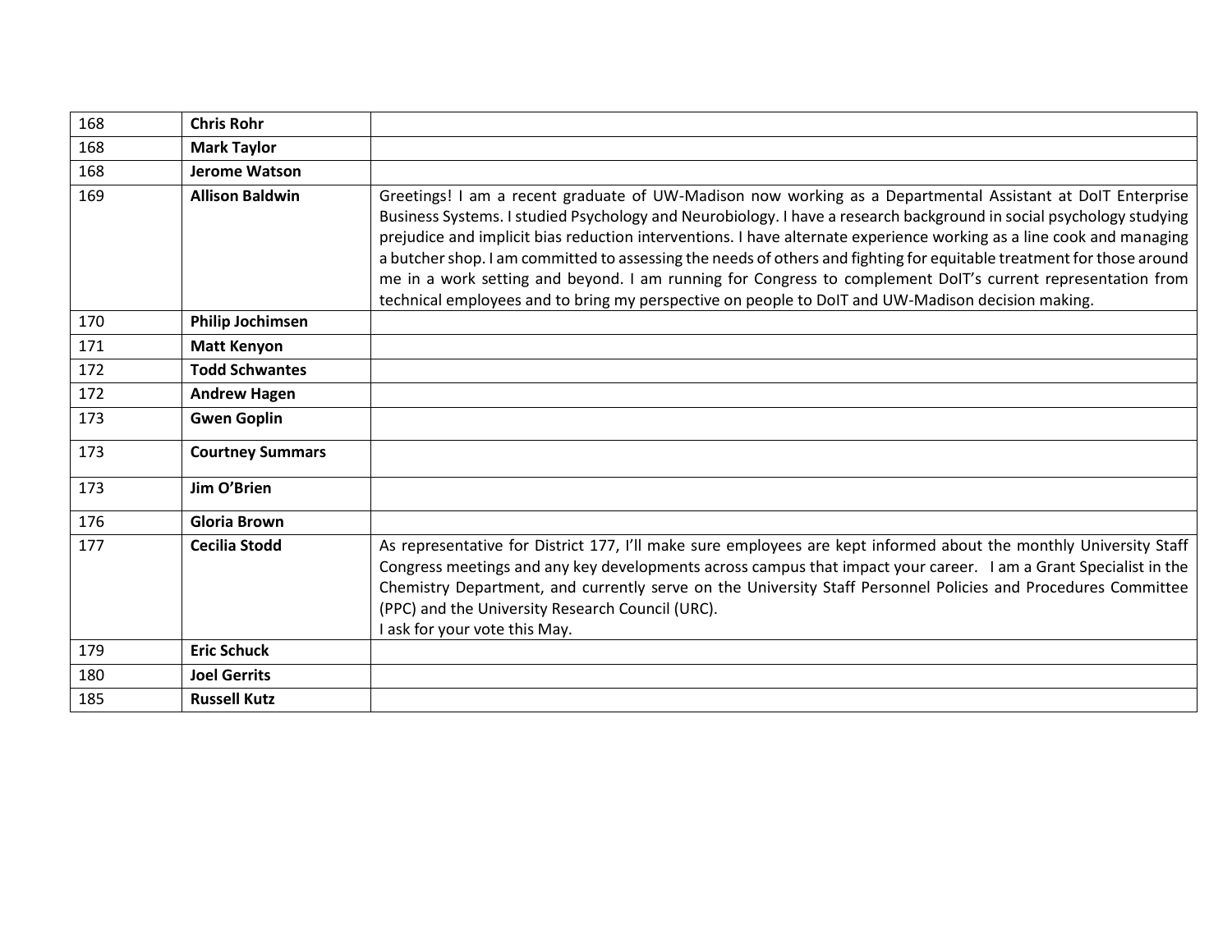| | | |
|---|---|---|
| 168 | **Chris Rohr** | |
| 168 | **Mark Taylor** | |
| 168 | **Jerome Watson** | |
| 169 | **Allison Baldwin** | Greetings! I am a recent graduate of UW-Madison now working as a Departmental Assistant at DoIT Enterprise Business Systems. I studied Psychology and Neurobiology. I have a research background in social psychology studying prejudice and implicit bias reduction interventions. I have alternate experience working as a line cook and managing a butcher shop. I am committed to assessing the needs of others and fighting for equitable treatment for those around me in a work setting and beyond. I am running for Congress to complement DoIT's current representation from technical employees and to bring my perspective on people to DoIT and UW-Madison decision making. |
| 170 | **Philip Jochimsen** | |
| 171 | **Matt Kenyon** | |
| 172 | **Todd Schwantes** | |
| 172 | **Andrew Hagen** | |
| 173 | **Gwen Goplin** | |
| 173 | **Courtney Summars** | |
| 173 | **Jim O'Brien** | |
| 176 | **Gloria Brown** | |
| 177 | **Cecilia Stodd** | As representative for District 177, I'll make sure employees are kept informed about the monthly University Staff Congress meetings and any key developments across campus that impact your career. I am a Grant Specialist in the Chemistry Department, and currently serve on the University Staff Personnel Policies and Procedures Committee (PPC) and the University Research Council (URC).<br>I ask for your vote this May. |
| 179 | **Eric Schuck** | |
| 180 | **Joel Gerrits** | |
| 185 | **Russell Kutz** | |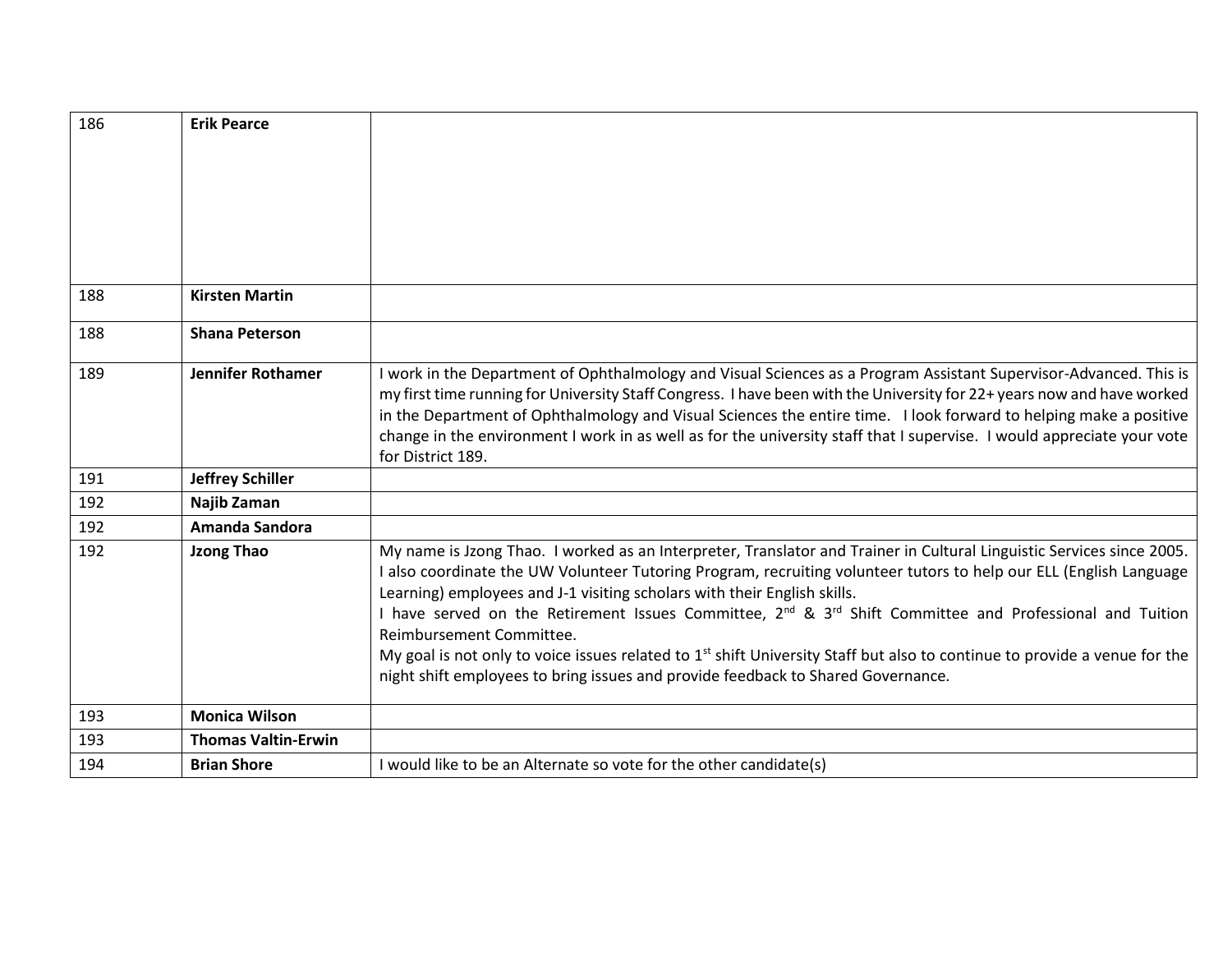| 186 | **Erik Pearce** | |
|---|---|---|
| 188 | **Kirsten Martin** | |
| 188 | **Shana Peterson** | |
| 189 | **Jennifer Rothamer** | I work in the Department of Ophthalmology and Visual Sciences as a Program Assistant Supervisor-Advanced. This is my first time running for University Staff Congress. I have been with the University for 22+ years now and have worked in the Department of Ophthalmology and Visual Sciences the entire time. I look forward to helping make a positive change in the environment I work in as well as for the university staff that I supervise. I would appreciate your vote for District 189. |
| 191 | **Jeffrey Schiller** | |
| 192 | **Najib Zaman** | |
| 192 | **Amanda Sandora** | |
| 192 | **Jzong Thao** | My name is Jzong Thao. I worked as an Interpreter, Translator and Trainer in Cultural Linguistic Services since 2005. I also coordinate the UW Volunteer Tutoring Program, recruiting volunteer tutors to help our ELL (English Language Learning) employees and J-1 visiting scholars with their English skills. I have served on the Retirement Issues Committee, 2nd & 3rd Shift Committee and Professional and Tuition Reimbursement Committee. My goal is not only to voice issues related to 1st shift University Staff but also to continue to provide a venue for the night shift employees to bring issues and provide feedback to Shared Governance. |
| 193 | **Monica Wilson** | |
| 193 | **Thomas Valtin-Erwin** | |
| 194 | **Brian Shore** | I would like to be an Alternate so vote for the other candidate(s) |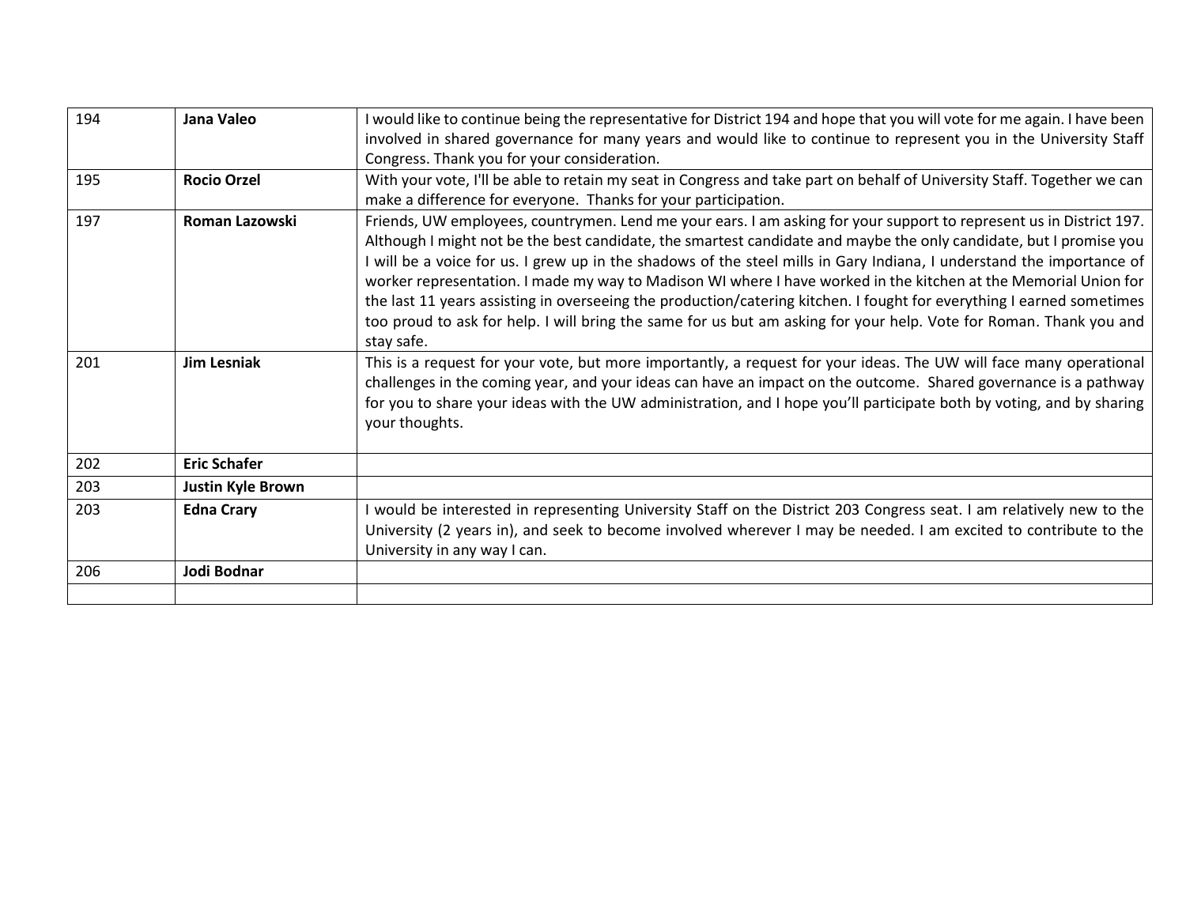| | | |
|---|---|---|
| 194 | **Jana Valeo** | I would like to continue being the representative for District 194 and hope that you will vote for me again. I have been involved in shared governance for many years and would like to continue to represent you in the University Staff Congress. Thank you for your consideration. |
| 195 | **Rocio Orzel** | With your vote, I'll be able to retain my seat in Congress and take part on behalf of University Staff. Together we can make a difference for everyone. Thanks for your participation. |
| 197 | **Roman Lazowski** | Friends, UW employees, countrymen. Lend me your ears. I am asking for your support to represent us in District 197. Although I might not be the best candidate, the smartest candidate and maybe the only candidate, but I promise you I will be a voice for us. I grew up in the shadows of the steel mills in Gary Indiana, I understand the importance of worker representation. I made my way to Madison WI where I have worked in the kitchen at the Memorial Union for the last 11 years assisting in overseeing the production/catering kitchen. I fought for everything I earned sometimes too proud to ask for help. I will bring the same for us but am asking for your help. Vote for Roman. Thank you and stay safe. |
| 201 | **Jim Lesniak** | This is a request for your vote, but more importantly, a request for your ideas. The UW will face many operational challenges in the coming year, and your ideas can have an impact on the outcome. Shared governance is a pathway for you to share your ideas with the UW administration, and I hope you'll participate both by voting, and by sharing your thoughts. |
| 202 | **Eric Schafer** | |
| 203 | **Justin Kyle Brown** | |
| 203 | **Edna Crary** | I would be interested in representing University Staff on the District 203 Congress seat. I am relatively new to the University (2 years in), and seek to become involved wherever I may be needed. I am excited to contribute to the University in any way I can. |
| 206 | **Jodi Bodnar** | |
| | | |